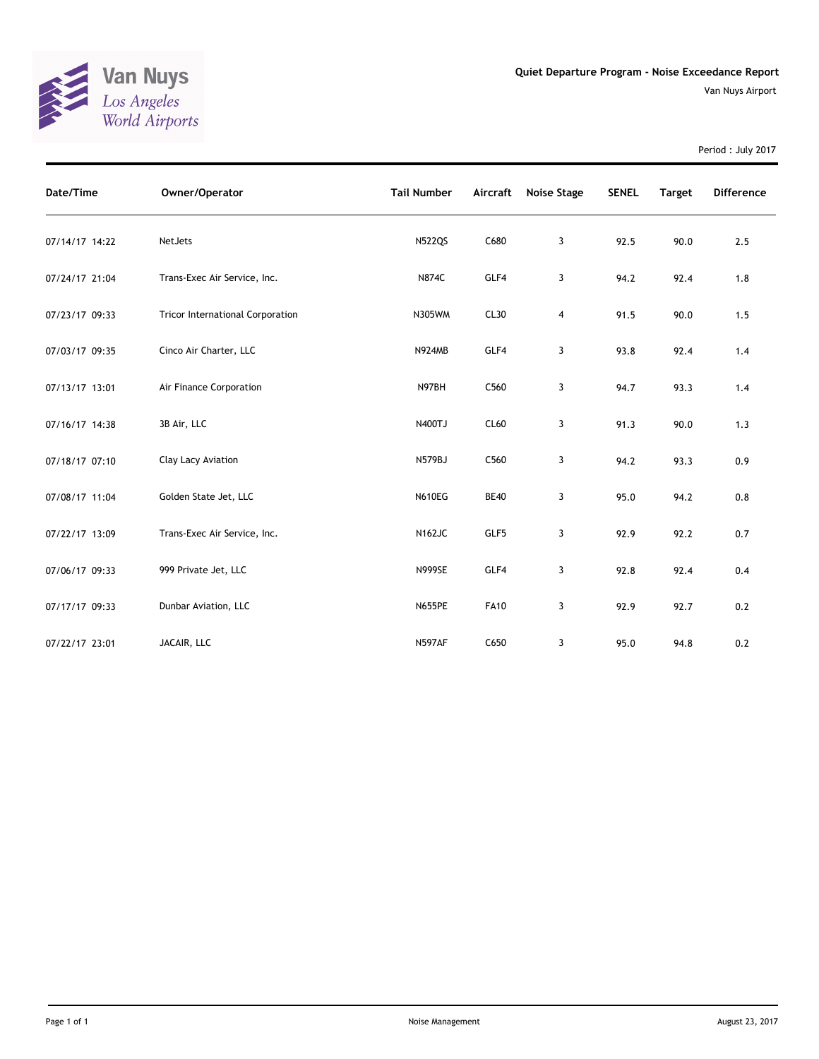Van Nuys
Los Angeles
World Airports

# Quiet Departure Program - Noise Exceedance Report

Van Nuys Airport

Period : July 2017

| Date/Time | Owner/Operator | Tail Number | Aircraft | Noise Stage | SENEL | Target | Difference |
|---|---|---|---|---|---|---|---|
| 07/14/17 14:22 | NetJets | N522QS | C680 | 3 | 92.5 | 90.0 | 2.5 |
| 07/24/17 21:04 | Trans-Exec Air Service, Inc. | N874C | GLF4 | 3 | 94.2 | 92.4 | 1.8 |
| 07/23/17 09:33 | Tricor International Corporation | N305WM | CL30 | 4 | 91.5 | 90.0 | 1.5 |
| 07/03/17 09:35 | Cinco Air Charter, LLC | N924MB | GLF4 | 3 | 93.8 | 92.4 | 1.4 |
| 07/13/17 13:01 | Air Finance Corporation | N97BH | C560 | 3 | 94.7 | 93.3 | 1.4 |
| 07/16/17 14:38 | 3B Air, LLC | N400TJ | CL60 | 3 | 91.3 | 90.0 | 1.3 |
| 07/18/17 07:10 | Clay Lacy Aviation | N579BJ | C560 | 3 | 94.2 | 93.3 | 0.9 |
| 07/08/17 11:04 | Golden State Jet, LLC | N610EG | BE40 | 3 | 95.0 | 94.2 | 0.8 |
| 07/22/17 13:09 | Trans-Exec Air Service, Inc. | N162JC | GLF5 | 3 | 92.9 | 92.2 | 0.7 |
| 07/06/17 09:33 | 999 Private Jet, LLC | N999SE | GLF4 | 3 | 92.8 | 92.4 | 0.4 |
| 07/17/17 09:33 | Dunbar Aviation, LLC | N655PE | FA10 | 3 | 92.9 | 92.7 | 0.2 |
| 07/22/17 23:01 | JACAIR, LLC | N597AF | C650 | 3 | 95.0 | 94.8 | 0.2 |

Noise Management

August 23, 2017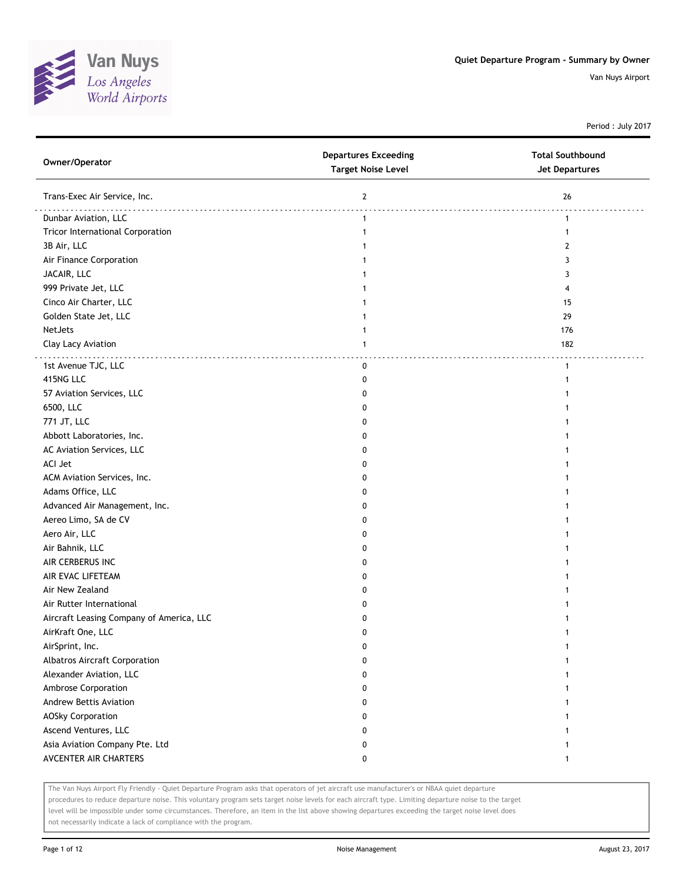Van Nuys
*Los Angeles World Airports*

## Quiet Departure Program - Summary by Owner

Van Nuys Airport

Period : July 2017

| Owner/Operator | Departures Exceeding Target Noise Level | Total Southbound Jet Departures |
|---|---|---|
| Trans-Exec Air Service, Inc. | 2 | 26 |
| Dunbar Aviation, LLC | 1 | 1 |
| Tricor International Corporation | 1 | 1 |
| 3B Air, LLC | 1 | 2 |
| Air Finance Corporation | 1 | 3 |
| JACAIR, LLC | 1 | 3 |
| 999 Private Jet, LLC | 1 | 4 |
| Cinco Air Charter, LLC | 1 | 15 |
| Golden State Jet, LLC | 1 | 29 |
| NetJets | 1 | 176 |
| Clay Lacy Aviation | 1 | 182 |
| 1st Avenue TJC, LLC | 0 | 1 |
| 415NG LLC | 0 | 1 |
| 57 Aviation Services, LLC | 0 | 1 |
| 6500, LLC | 0 | 1 |
| 771 JT, LLC | 0 | 1 |
| Abbott Laboratories, Inc. | 0 | 1 |
| AC Aviation Services, LLC | 0 | 1 |
| ACI Jet | 0 | 1 |
| ACM Aviation Services, Inc. | 0 | 1 |
| Adams Office, LLC | 0 | 1 |
| Advanced Air Management, Inc. | 0 | 1 |
| Aereo Limo, SA de CV | 0 | 1 |
| Aero Air, LLC | 0 | 1 |
| Air Bahnik, LLC | 0 | 1 |
| AIR CERBERUS INC | 0 | 1 |
| AIR EVAC LIFETEAM | 0 | 1 |
| Air New Zealand | 0 | 1 |
| Air Rutter International | 0 | 1 |
| Aircraft Leasing Company of America, LLC | 0 | 1 |
| AirKraft One, LLC | 0 | 1 |
| AirSprint, Inc. | 0 | 1 |
| Albatros Aircraft Corporation | 0 | 1 |
| Alexander Aviation, LLC | 0 | 1 |
| Ambrose Corporation | 0 | 1 |
| Andrew Bettis Aviation | 0 | 1 |
| AOSky Corporation | 0 | 1 |
| Ascend Ventures, LLC | 0 | 1 |
| Asia Aviation Company Pte. Ltd | 0 | 1 |
| AVCENTER AIR CHARTERS | 0 | 1 |

The Van Nuys Airport Fly Friendly - Quiet Departure Program asks that operators of jet aircraft use manufacturer's or NBAA quiet departure procedures to reduce departure noise. This voluntary program sets target noise levels for each aircraft type. Limiting departure noise to the target level will be impossible under some circumstances. Therefore, an item in the list above showing departures exceeding the target noise level does not necessarily indicate a lack of compliance with the program.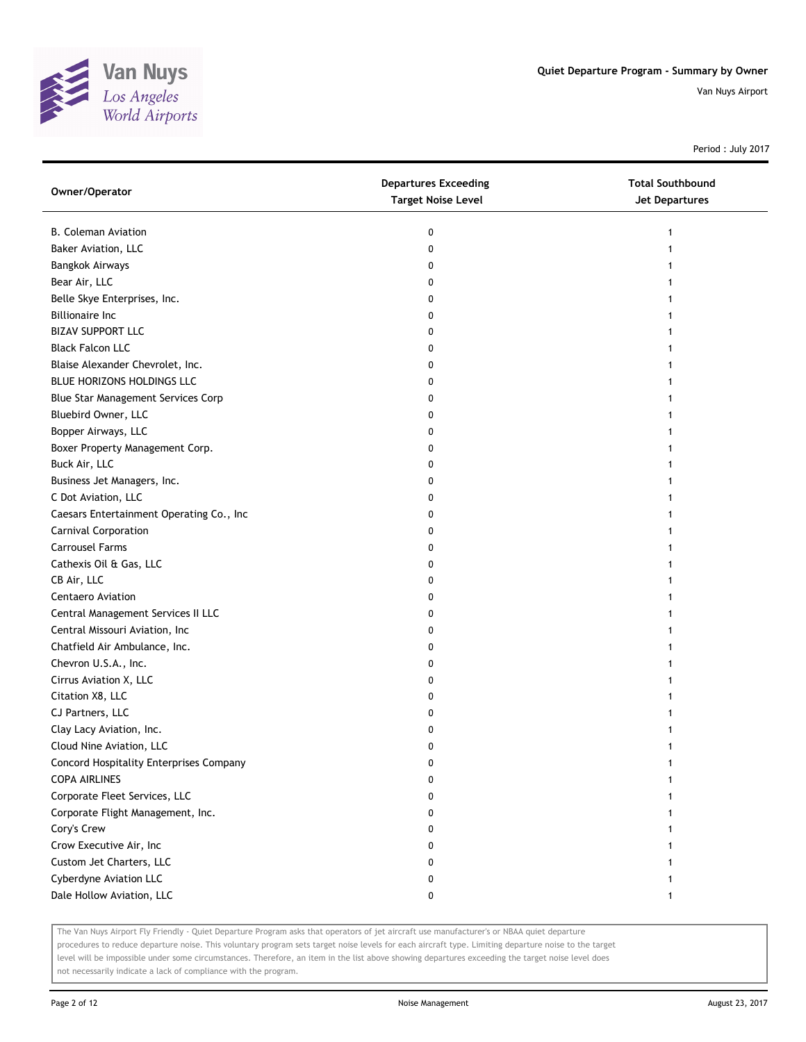Quiet Departure Program - Summary by Owner

Van Nuys Airport

Period : July 2017

| Owner/Operator | Departures Exceeding Target Noise Level | Total Southbound Jet Departures |
|---|---|---|
| B. Coleman Aviation | 0 | 1 |
| Baker Aviation, LLC | 0 | 1 |
| Bangkok Airways | 0 | 1 |
| Bear Air, LLC | 0 | 1 |
| Belle Skye Enterprises, Inc. | 0 | 1 |
| Billionaire Inc | 0 | 1 |
| BIZAV SUPPORT LLC | 0 | 1 |
| Black Falcon LLC | 0 | 1 |
| Blaise Alexander Chevrolet, Inc. | 0 | 1 |
| BLUE HORIZONS HOLDINGS LLC | 0 | 1 |
| Blue Star Management Services Corp | 0 | 1 |
| Bluebird Owner, LLC | 0 | 1 |
| Bopper Airways, LLC | 0 | 1 |
| Boxer Property Management Corp. | 0 | 1 |
| Buck Air, LLC | 0 | 1 |
| Business Jet Managers, Inc. | 0 | 1 |
| C Dot Aviation, LLC | 0 | 1 |
| Caesars Entertainment Operating Co., Inc | 0 | 1 |
| Carnival Corporation | 0 | 1 |
| Carrousel Farms | 0 | 1 |
| Cathexis Oil & Gas, LLC | 0 | 1 |
| CB Air, LLC | 0 | 1 |
| Centaero Aviation | 0 | 1 |
| Central Management Services II LLC | 0 | 1 |
| Central Missouri Aviation, Inc | 0 | 1 |
| Chatfield Air Ambulance, Inc. | 0 | 1 |
| Chevron U.S.A., Inc. | 0 | 1 |
| Cirrus Aviation X, LLC | 0 | 1 |
| Citation X8, LLC | 0 | 1 |
| CJ Partners, LLC | 0 | 1 |
| Clay Lacy Aviation, Inc. | 0 | 1 |
| Cloud Nine Aviation, LLC | 0 | 1 |
| Concord Hospitality Enterprises Company | 0 | 1 |
| COPA AIRLINES | 0 | 1 |
| Corporate Fleet Services, LLC | 0 | 1 |
| Corporate Flight Management, Inc. | 0 | 1 |
| Cory's Crew | 0 | 1 |
| Crow Executive Air, Inc | 0 | 1 |
| Custom Jet Charters, LLC | 0 | 1 |
| Cyberdyne Aviation LLC | 0 | 1 |
| Dale Hollow Aviation, LLC | 0 | 1 |

The Van Nuys Airport Fly Friendly - Quiet Departure Program asks that operators of jet aircraft use manufacturer's or NBAA quiet departure procedures to reduce departure noise. This voluntary program sets target noise levels for each aircraft type. Limiting departure noise to the target level will be impossible under some circumstances. Therefore, an item in the list above showing departures exceeding the target noise level does not necessarily indicate a lack of compliance with the program.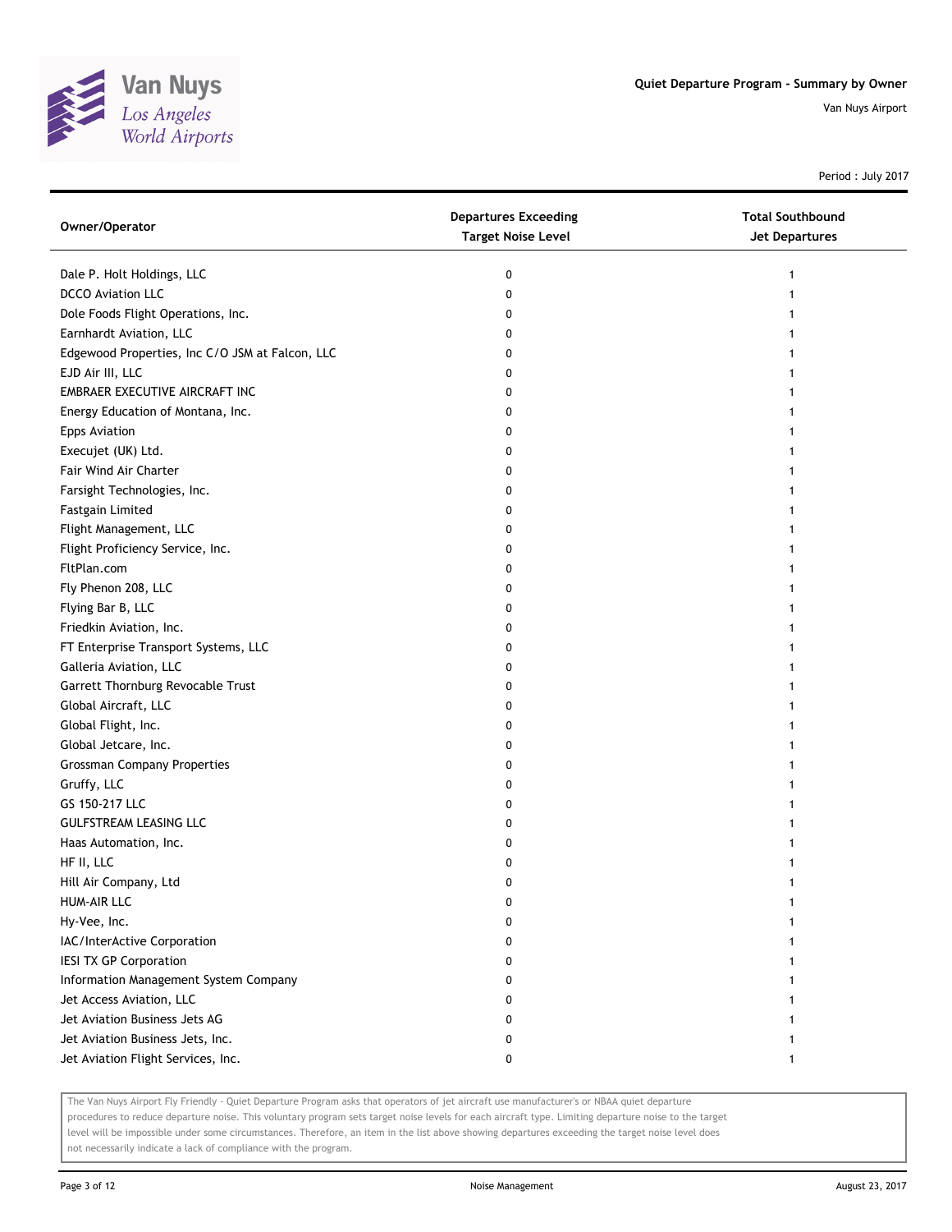Quiet Departure Program - Summary by Owner

Van Nuys Airport

Period : July 2017

| Owner/Operator | Departures Exceeding Target Noise Level | Total Southbound Jet Departures |
| --- | --- | --- |
| Dale P. Holt Holdings, LLC | 0 | 1 |
| DCCO Aviation LLC | 0 | 1 |
| Dole Foods Flight Operations, Inc. | 0 | 1 |
| Earnhardt Aviation, LLC | 0 | 1 |
| Edgewood Properties, Inc C/O JSM at Falcon, LLC | 0 | 1 |
| EJD Air III, LLC | 0 | 1 |
| EMBRAER EXECUTIVE AIRCRAFT INC | 0 | 1 |
| Energy Education of Montana, Inc. | 0 | 1 |
| Epps Aviation | 0 | 1 |
| Execujet (UK) Ltd. | 0 | 1 |
| Fair Wind Air Charter | 0 | 1 |
| Farsight Technologies, Inc. | 0 | 1 |
| Fastgain Limited | 0 | 1 |
| Flight Management, LLC | 0 | 1 |
| Flight Proficiency Service, Inc. | 0 | 1 |
| FltPlan.com | 0 | 1 |
| Fly Phenon 208, LLC | 0 | 1 |
| Flying Bar B, LLC | 0 | 1 |
| Friedkin Aviation, Inc. | 0 | 1 |
| FT Enterprise Transport Systems, LLC | 0 | 1 |
| Galleria Aviation, LLC | 0 | 1 |
| Garrett Thornburg Revocable Trust | 0 | 1 |
| Global Aircraft, LLC | 0 | 1 |
| Global Flight, Inc. | 0 | 1 |
| Global Jetcare, Inc. | 0 | 1 |
| Grossman Company Properties | 0 | 1 |
| Gruffy, LLC | 0 | 1 |
| GS 150-217 LLC | 0 | 1 |
| GULFSTREAM LEASING LLC | 0 | 1 |
| Haas Automation, Inc. | 0 | 1 |
| HF II, LLC | 0 | 1 |
| Hill Air Company, Ltd | 0 | 1 |
| HUM-AIR LLC | 0 | 1 |
| Hy-Vee, Inc. | 0 | 1 |
| IAC/InterActive Corporation | 0 | 1 |
| IESI TX GP Corporation | 0 | 1 |
| Information Management System Company | 0 | 1 |
| Jet Access Aviation, LLC | 0 | 1 |
| Jet Aviation Business Jets AG | 0 | 1 |
| Jet Aviation Business Jets, Inc. | 0 | 1 |
| Jet Aviation Flight Services, Inc. | 0 | 1 |

The Van Nuys Airport Fly Friendly - Quiet Departure Program asks that operators of jet aircraft use manufacturer's or NBAA quiet departure procedures to reduce departure noise. This voluntary program sets target noise levels for each aircraft type. Limiting departure noise to the target level will be impossible under some circumstances. Therefore, an item in the list above showing departures exceeding the target noise level does not necessarily indicate a lack of compliance with the program.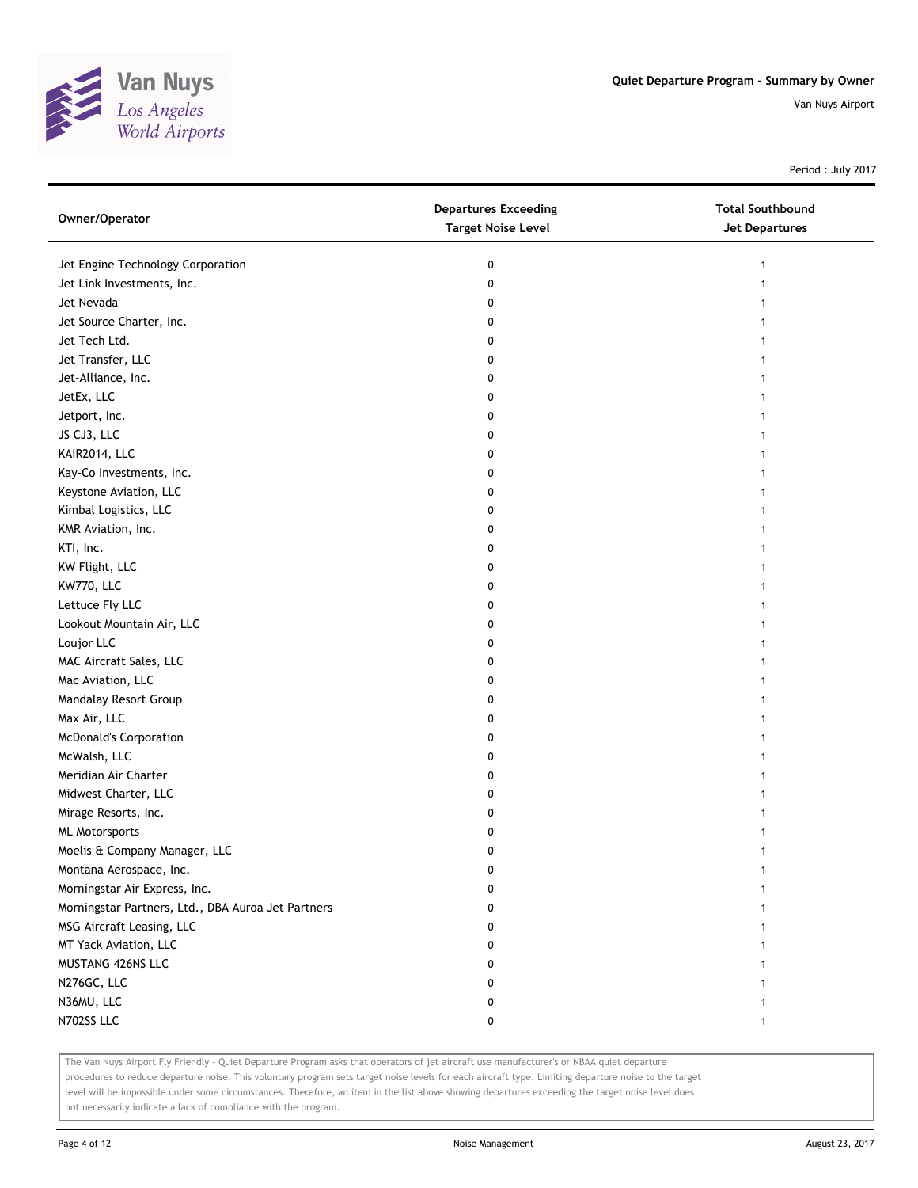Quiet Departure Program - Summary by Owner

Van Nuys Airport

Period : July 2017

| Owner/Operator | Departures Exceeding Target Noise Level | Total Southbound Jet Departures |
|---|---|---|
| Jet Engine Technology Corporation | 0 | 1 |
| Jet Link Investments, Inc. | 0 | 1 |
| Jet Nevada | 0 | 1 |
| Jet Source Charter, Inc. | 0 | 1 |
| Jet Tech Ltd. | 0 | 1 |
| Jet Transfer, LLC | 0 | 1 |
| Jet-Alliance, Inc. | 0 | 1 |
| JetEx, LLC | 0 | 1 |
| Jetport, Inc. | 0 | 1 |
| JS CJ3, LLC | 0 | 1 |
| KAIR2014, LLC | 0 | 1 |
| Kay-Co Investments, Inc. | 0 | 1 |
| Keystone Aviation, LLC | 0 | 1 |
| Kimbal Logistics, LLC | 0 | 1 |
| KMR Aviation, Inc. | 0 | 1 |
| KTI, Inc. | 0 | 1 |
| KW Flight, LLC | 0 | 1 |
| KW770, LLC | 0 | 1 |
| Lettuce Fly LLC | 0 | 1 |
| Lookout Mountain Air, LLC | 0 | 1 |
| Loujor LLC | 0 | 1 |
| MAC Aircraft Sales, LLC | 0 | 1 |
| Mac Aviation, LLC | 0 | 1 |
| Mandalay Resort Group | 0 | 1 |
| Max Air, LLC | 0 | 1 |
| McDonald's Corporation | 0 | 1 |
| McWalsh, LLC | 0 | 1 |
| Meridian Air Charter | 0 | 1 |
| Midwest Charter, LLC | 0 | 1 |
| Mirage Resorts, Inc. | 0 | 1 |
| ML Motorsports | 0 | 1 |
| Moelis & Company Manager, LLC | 0 | 1 |
| Montana Aerospace, Inc. | 0 | 1 |
| Morningstar Air Express, Inc. | 0 | 1 |
| Morningstar Partners, Ltd., DBA Auroa Jet Partners | 0 | 1 |
| MSG Aircraft Leasing, LLC | 0 | 1 |
| MT Yack Aviation, LLC | 0 | 1 |
| MUSTANG 426NS LLC | 0 | 1 |
| N276GC, LLC | 0 | 1 |
| N36MU, LLC | 0 | 1 |
| N702SS LLC | 0 | 1 |

The Van Nuys Airport Fly Friendly - Quiet Departure Program asks that operators of jet aircraft use manufacturer's or NBAA quiet departure procedures to reduce departure noise. This voluntary program sets target noise levels for each aircraft type. Limiting departure noise to the target level will be impossible under some circumstances. Therefore, an item in the list above showing departures exceeding the target noise level does not necessarily indicate a lack of compliance with the program.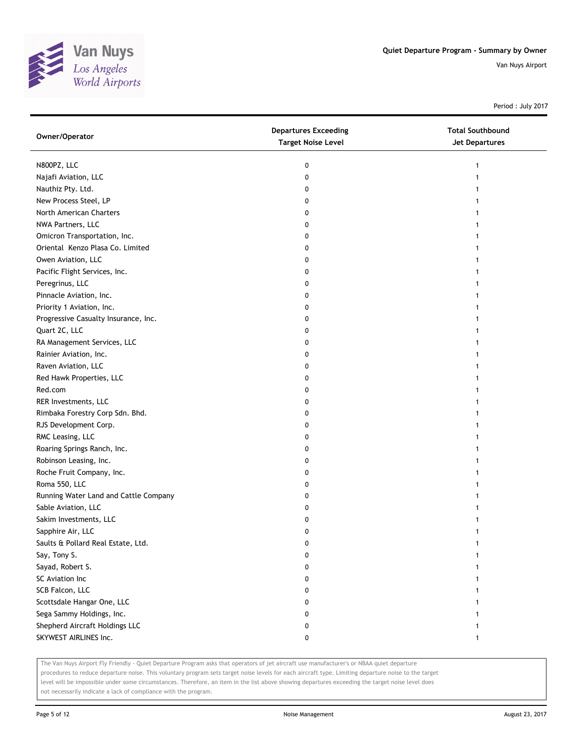# Quiet Departure Program - Summary by Owner

Van Nuys Airport

Period : July 2017

| Owner/Operator | Departures Exceeding Target Noise Level | Total Southbound Jet Departures |
|---|---|---|
| N800PZ, LLC | 0 | 1 |
| Najafi Aviation, LLC | 0 | 1 |
| Nauthiz Pty. Ltd. | 0 | 1 |
| New Process Steel, LP | 0 | 1 |
| North American Charters | 0 | 1 |
| NWA Partners, LLC | 0 | 1 |
| Omicron Transportation, Inc. | 0 | 1 |
| Oriental Kenzo Plasa Co. Limited | 0 | 1 |
| Owen Aviation, LLC | 0 | 1 |
| Pacific Flight Services, Inc. | 0 | 1 |
| Peregrinus, LLC | 0 | 1 |
| Pinnacle Aviation, Inc. | 0 | 1 |
| Priority 1 Aviation, Inc. | 0 | 1 |
| Progressive Casualty Insurance, Inc. | 0 | 1 |
| Quart 2C, LLC | 0 | 1 |
| RA Management Services, LLC | 0 | 1 |
| Rainier Aviation, Inc. | 0 | 1 |
| Raven Aviation, LLC | 0 | 1 |
| Red Hawk Properties, LLC | 0 | 1 |
| Red.com | 0 | 1 |
| RER Investments, LLC | 0 | 1 |
| Rimbaka Forestry Corp Sdn. Bhd. | 0 | 1 |
| RJS Development Corp. | 0 | 1 |
| RMC Leasing, LLC | 0 | 1 |
| Roaring Springs Ranch, Inc. | 0 | 1 |
| Robinson Leasing, Inc. | 0 | 1 |
| Roche Fruit Company, Inc. | 0 | 1 |
| Roma 550, LLC | 0 | 1 |
| Running Water Land and Cattle Company | 0 | 1 |
| Sable Aviation, LLC | 0 | 1 |
| Sakim Investments, LLC | 0 | 1 |
| Sapphire Air, LLC | 0 | 1 |
| Saults & Pollard Real Estate, Ltd. | 0 | 1 |
| Say, Tony S. | 0 | 1 |
| Sayad, Robert S. | 0 | 1 |
| SC Aviation Inc | 0 | 1 |
| SCB Falcon, LLC | 0 | 1 |
| Scottsdale Hangar One, LLC | 0 | 1 |
| Sega Sammy Holdings, Inc. | 0 | 1 |
| Shepherd Aircraft Holdings LLC | 0 | 1 |
| SKYWEST AIRLINES Inc. | 0 | 1 |

The Van Nuys Airport Fly Friendly - Quiet Departure Program asks that operators of jet aircraft use manufacturer's or NBAA quiet departure procedures to reduce departure noise. This voluntary program sets target noise levels for each aircraft type. Limiting departure noise to the target level will be impossible under some circumstances. Therefore, an item in the list above showing departures exceeding the target noise level does not necessarily indicate a lack of compliance with the program.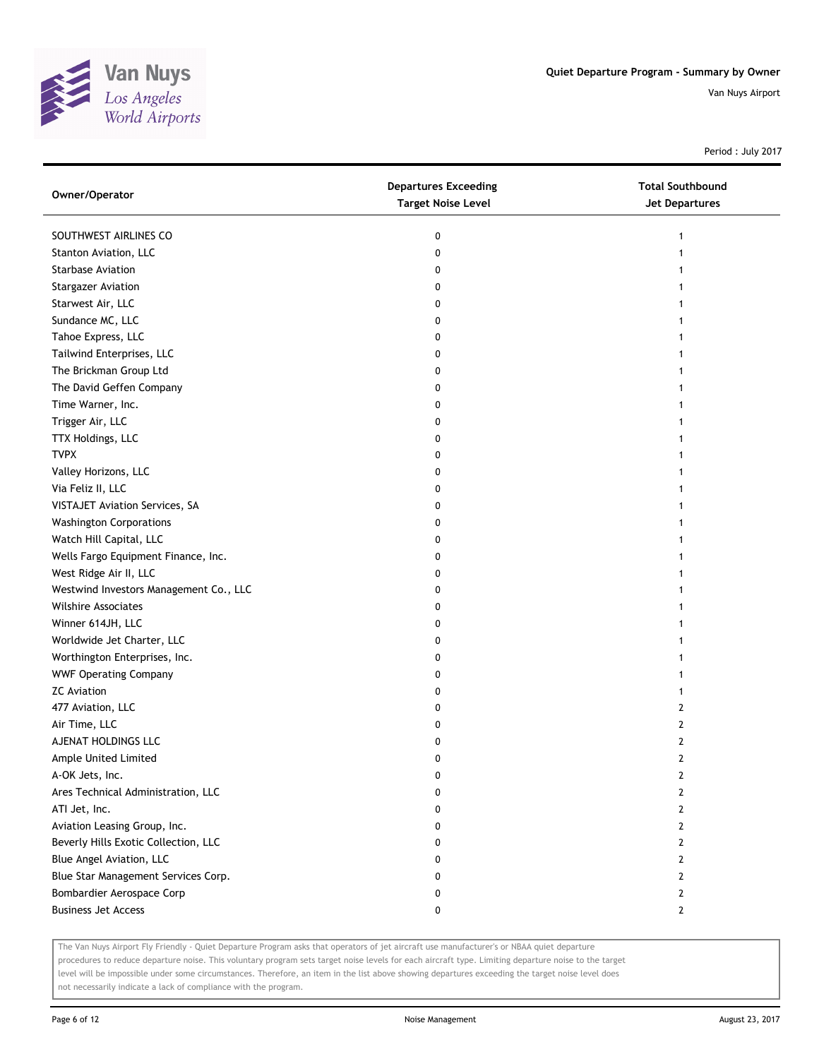Quiet Departure Program - Summary by Owner

Van Nuys Airport

Period : July 2017

| Owner/Operator | Departures Exceeding Target Noise Level | Total Southbound Jet Departures |
|---|---|---|
| SOUTHWEST AIRLINES CO | 0 | 1 |
| Stanton Aviation, LLC | 0 | 1 |
| Starbase Aviation | 0 | 1 |
| Stargazer Aviation | 0 | 1 |
| Starwest Air, LLC | 0 | 1 |
| Sundance MC, LLC | 0 | 1 |
| Tahoe Express, LLC | 0 | 1 |
| Tailwind Enterprises, LLC | 0 | 1 |
| The Brickman Group Ltd | 0 | 1 |
| The David Geffen Company | 0 | 1 |
| Time Warner, Inc. | 0 | 1 |
| Trigger Air, LLC | 0 | 1 |
| TTX Holdings, LLC | 0 | 1 |
| TVPX | 0 | 1 |
| Valley Horizons, LLC | 0 | 1 |
| Via Feliz II, LLC | 0 | 1 |
| VISTAJET Aviation Services, SA | 0 | 1 |
| Washington Corporations | 0 | 1 |
| Watch Hill Capital, LLC | 0 | 1 |
| Wells Fargo Equipment Finance, Inc. | 0 | 1 |
| West Ridge Air II, LLC | 0 | 1 |
| Westwind Investors Management Co., LLC | 0 | 1 |
| Wilshire Associates | 0 | 1 |
| Winner 614JH, LLC | 0 | 1 |
| Worldwide Jet Charter, LLC | 0 | 1 |
| Worthington Enterprises, Inc. | 0 | 1 |
| WWF Operating Company | 0 | 1 |
| ZC Aviation | 0 | 1 |
| 477 Aviation, LLC | 0 | 2 |
| Air Time, LLC | 0 | 2 |
| AJENAT HOLDINGS LLC | 0 | 2 |
| Ample United Limited | 0 | 2 |
| A-OK Jets, Inc. | 0 | 2 |
| Ares Technical Administration, LLC | 0 | 2 |
| ATI Jet, Inc. | 0 | 2 |
| Aviation Leasing Group, Inc. | 0 | 2 |
| Beverly Hills Exotic Collection, LLC | 0 | 2 |
| Blue Angel Aviation, LLC | 0 | 2 |
| Blue Star Management Services Corp. | 0 | 2 |
| Bombardier Aerospace Corp | 0 | 2 |
| Business Jet Access | 0 | 2 |

The Van Nuys Airport Fly Friendly - Quiet Departure Program asks that operators of jet aircraft use manufacturer's or NBAA quiet departure procedures to reduce departure noise. This voluntary program sets target noise levels for each aircraft type. Limiting departure noise to the target level will be impossible under some circumstances. Therefore, an item in the list above showing departures exceeding the target noise level does not necessarily indicate a lack of compliance with the program.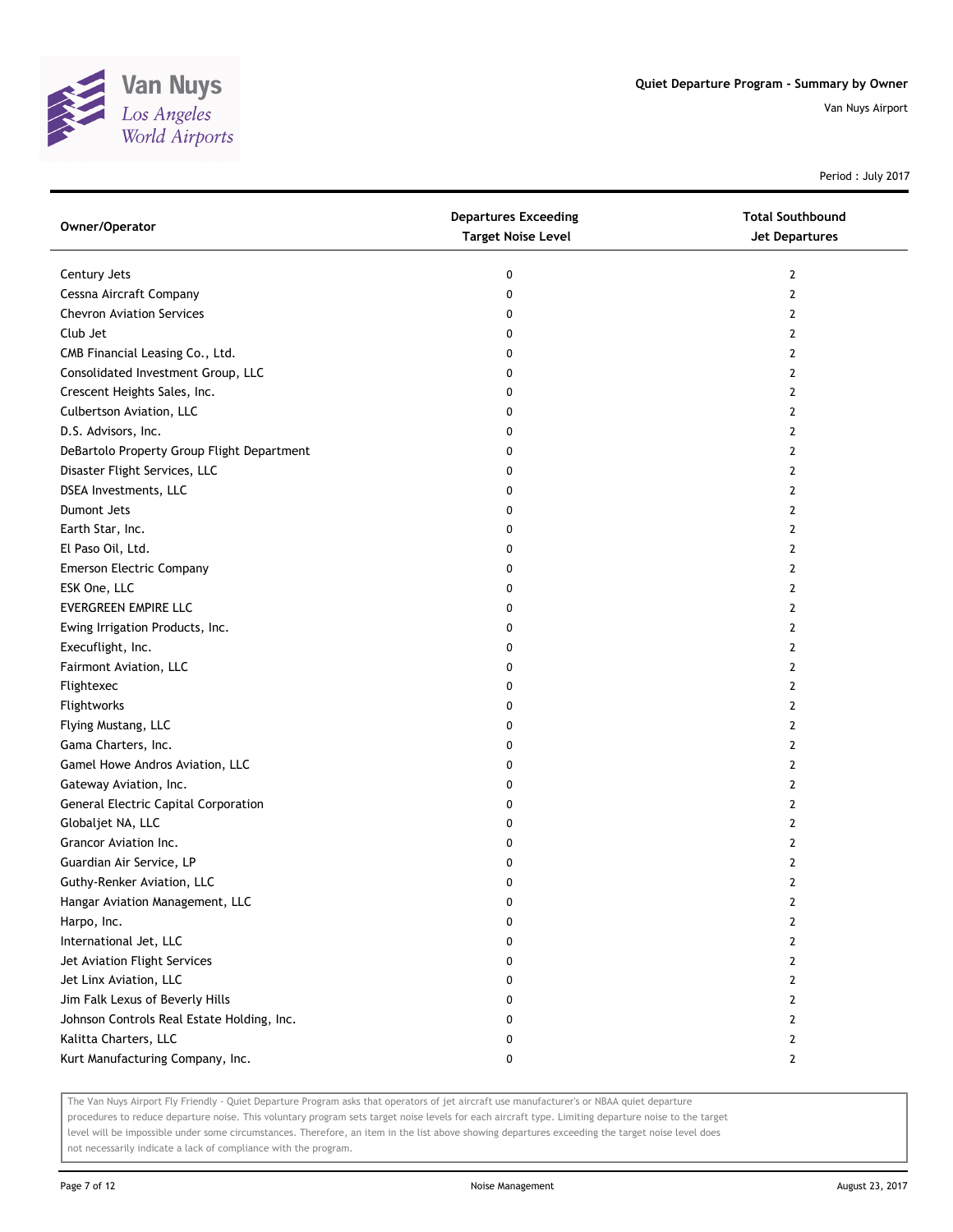Quiet Departure Program - Summary by Owner

Van Nuys Airport

Period : July 2017

| Owner/Operator | Departures Exceeding Target Noise Level | Total Southbound Jet Departures |
| --- | --- | --- |
| Century Jets | 0 | 2 |
| Cessna Aircraft Company | 0 | 2 |
| Chevron Aviation Services | 0 | 2 |
| Club Jet | 0 | 2 |
| CMB Financial Leasing Co., Ltd. | 0 | 2 |
| Consolidated Investment Group, LLC | 0 | 2 |
| Crescent Heights Sales, Inc. | 0 | 2 |
| Culbertson Aviation, LLC | 0 | 2 |
| D.S. Advisors, Inc. | 0 | 2 |
| DeBartolo Property Group Flight Department | 0 | 2 |
| Disaster Flight Services, LLC | 0 | 2 |
| DSEA Investments, LLC | 0 | 2 |
| Dumont Jets | 0 | 2 |
| Earth Star, Inc. | 0 | 2 |
| El Paso Oil, Ltd. | 0 | 2 |
| Emerson Electric Company | 0 | 2 |
| ESK One, LLC | 0 | 2 |
| EVERGREEN EMPIRE LLC | 0 | 2 |
| Ewing Irrigation Products, Inc. | 0 | 2 |
| Execuflight, Inc. | 0 | 2 |
| Fairmont Aviation, LLC | 0 | 2 |
| Flightexec | 0 | 2 |
| Flightworks | 0 | 2 |
| Flying Mustang, LLC | 0 | 2 |
| Gama Charters, Inc. | 0 | 2 |
| Gamel Howe Andros Aviation, LLC | 0 | 2 |
| Gateway Aviation, Inc. | 0 | 2 |
| General Electric Capital Corporation | 0 | 2 |
| Globaljet NA, LLC | 0 | 2 |
| Grancor Aviation Inc. | 0 | 2 |
| Guardian Air Service, LP | 0 | 2 |
| Guthy-Renker Aviation, LLC | 0 | 2 |
| Hangar Aviation Management, LLC | 0 | 2 |
| Harpo, Inc. | 0 | 2 |
| International Jet, LLC | 0 | 2 |
| Jet Aviation Flight Services | 0 | 2 |
| Jet Linx Aviation, LLC | 0 | 2 |
| Jim Falk Lexus of Beverly Hills | 0 | 2 |
| Johnson Controls Real Estate Holding, Inc. | 0 | 2 |
| Kalitta Charters, LLC | 0 | 2 |
| Kurt Manufacturing Company, Inc. | 0 | 2 |

The Van Nuys Airport Fly Friendly - Quiet Departure Program asks that operators of jet aircraft use manufacturer's or NBAA quiet departure procedures to reduce departure noise. This voluntary program sets target noise levels for each aircraft type. Limiting departure noise to the target level will be impossible under some circumstances. Therefore, an item in the list above showing departures exceeding the target noise level does not necessarily indicate a lack of compliance with the program.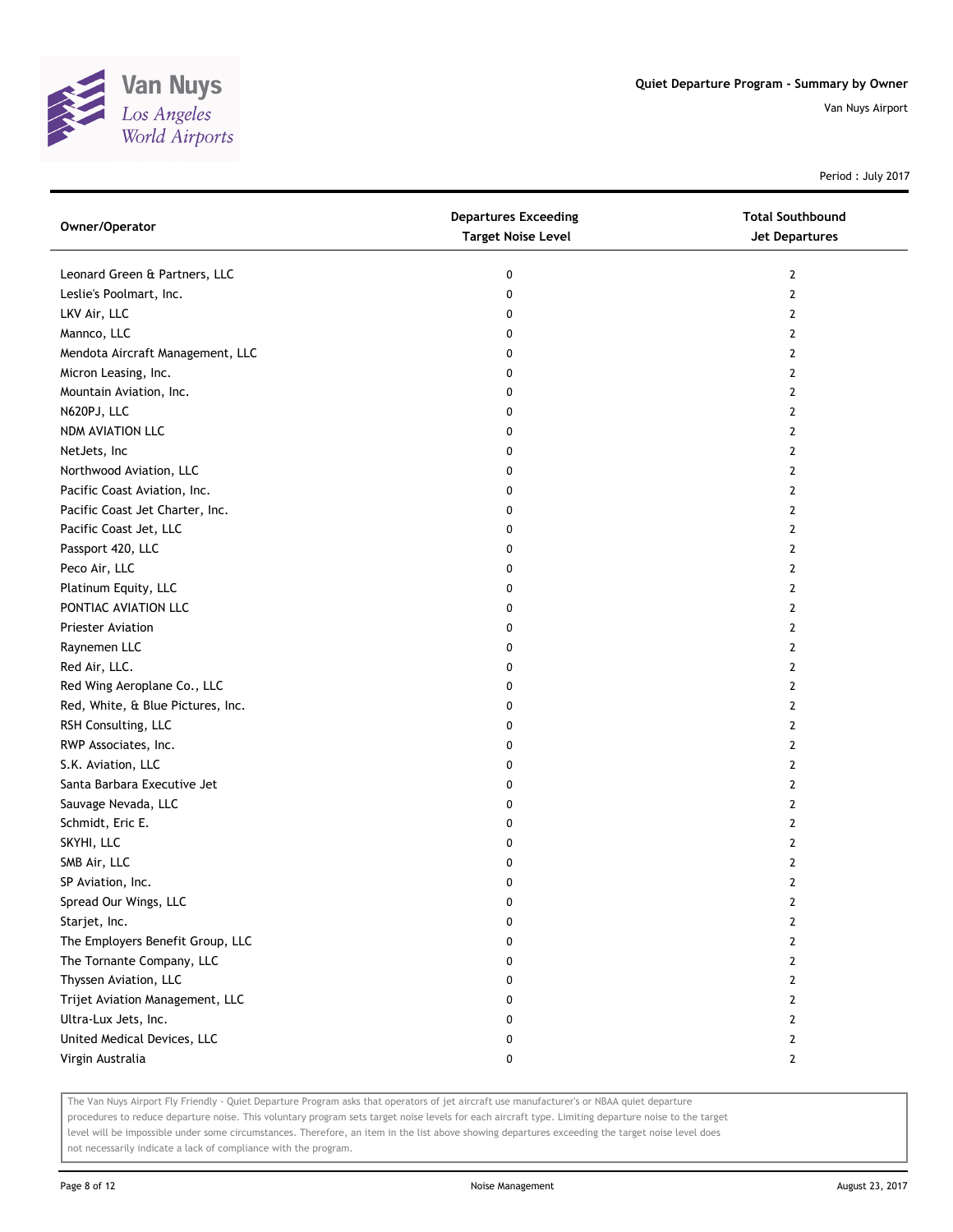**Quiet Departure Program - Summary by Owner**

Van Nuys Airport

Period : July 2017

| Owner/Operator | Departures Exceeding Target Noise Level | Total Southbound Jet Departures |
|---|---|---|
| Leonard Green & Partners, LLC | 0 | 2 |
| Leslie's Poolmart, Inc. | 0 | 2 |
| LKV Air, LLC | 0 | 2 |
| Mannco, LLC | 0 | 2 |
| Mendota Aircraft Management, LLC | 0 | 2 |
| Micron Leasing, Inc. | 0 | 2 |
| Mountain Aviation, Inc. | 0 | 2 |
| N620PJ, LLC | 0 | 2 |
| NDM AVIATION LLC | 0 | 2 |
| NetJets, Inc | 0 | 2 |
| Northwood Aviation, LLC | 0 | 2 |
| Pacific Coast Aviation, Inc. | 0 | 2 |
| Pacific Coast Jet Charter, Inc. | 0 | 2 |
| Pacific Coast Jet, LLC | 0 | 2 |
| Passport 420, LLC | 0 | 2 |
| Peco Air, LLC | 0 | 2 |
| Platinum Equity, LLC | 0 | 2 |
| PONTIAC AVIATION LLC | 0 | 2 |
| Priester Aviation | 0 | 2 |
| Raynemen LLC | 0 | 2 |
| Red Air, LLC. | 0 | 2 |
| Red Wing Aeroplane Co., LLC | 0 | 2 |
| Red, White, & Blue Pictures, Inc. | 0 | 2 |
| RSH Consulting, LLC | 0 | 2 |
| RWP Associates, Inc. | 0 | 2 |
| S.K. Aviation, LLC | 0 | 2 |
| Santa Barbara Executive Jet | 0 | 2 |
| Sauvage Nevada, LLC | 0 | 2 |
| Schmidt, Eric E. | 0 | 2 |
| SKYHI, LLC | 0 | 2 |
| SMB Air, LLC | 0 | 2 |
| SP Aviation, Inc. | 0 | 2 |
| Spread Our Wings, LLC | 0 | 2 |
| Starjet, Inc. | 0 | 2 |
| The Employers Benefit Group, LLC | 0 | 2 |
| The Tornante Company, LLC | 0 | 2 |
| Thyssen Aviation, LLC | 0 | 2 |
| Trijet Aviation Management, LLC | 0 | 2 |
| Ultra-Lux Jets, Inc. | 0 | 2 |
| United Medical Devices, LLC | 0 | 2 |
| Virgin Australia | 0 | 2 |

The Van Nuys Airport Fly Friendly - Quiet Departure Program asks that operators of jet aircraft use manufacturer's or NBAA quiet departure procedures to reduce departure noise. This voluntary program sets target noise levels for each aircraft type. Limiting departure noise to the target level will be impossible under some circumstances. Therefore, an item in the list above showing departures exceeding the target noise level does not necessarily indicate a lack of compliance with the program.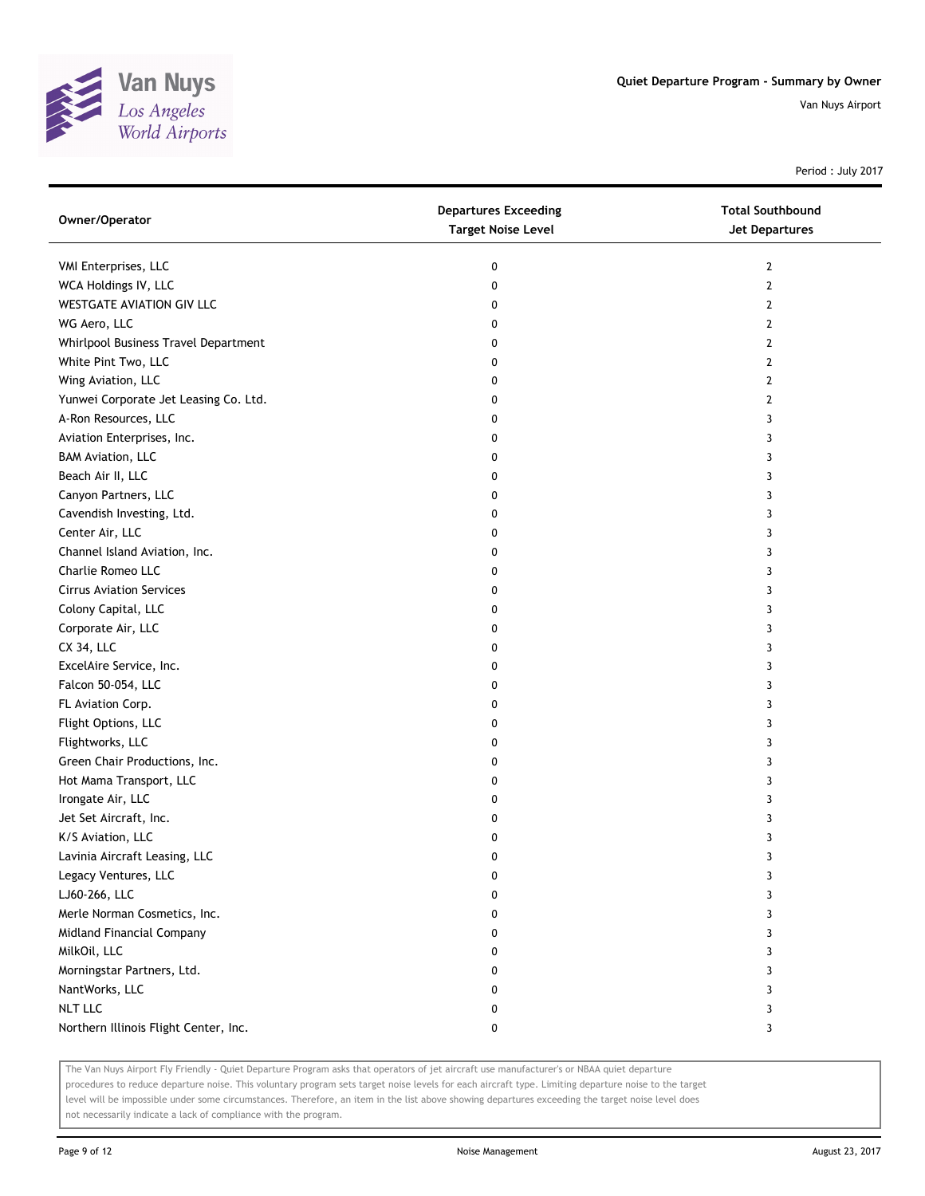# Quiet Departure Program - Summary by Owner

Van Nuys Airport

Period : July 2017

| Owner/Operator | Departures Exceeding Target Noise Level | Total Southbound Jet Departures |
|---|---|---|
| VMI Enterprises, LLC | 0 | 2 |
| WCA Holdings IV, LLC | 0 | 2 |
| WESTGATE AVIATION GIV LLC | 0 | 2 |
| WG Aero, LLC | 0 | 2 |
| Whirlpool Business Travel Department | 0 | 2 |
| White Pint Two, LLC | 0 | 2 |
| Wing Aviation, LLC | 0 | 2 |
| Yunwei Corporate Jet Leasing Co. Ltd. | 0 | 2 |
| A-Ron Resources, LLC | 0 | 3 |
| Aviation Enterprises, Inc. | 0 | 3 |
| BAM Aviation, LLC | 0 | 3 |
| Beach Air II, LLC | 0 | 3 |
| Canyon Partners, LLC | 0 | 3 |
| Cavendish Investing, Ltd. | 0 | 3 |
| Center Air, LLC | 0 | 3 |
| Channel Island Aviation, Inc. | 0 | 3 |
| Charlie Romeo LLC | 0 | 3 |
| Cirrus Aviation Services | 0 | 3 |
| Colony Capital, LLC | 0 | 3 |
| Corporate Air, LLC | 0 | 3 |
| CX 34, LLC | 0 | 3 |
| ExcelAire Service, Inc. | 0 | 3 |
| Falcon 50-054, LLC | 0 | 3 |
| FL Aviation Corp. | 0 | 3 |
| Flight Options, LLC | 0 | 3 |
| Flightworks, LLC | 0 | 3 |
| Green Chair Productions, Inc. | 0 | 3 |
| Hot Mama Transport, LLC | 0 | 3 |
| Irongate Air, LLC | 0 | 3 |
| Jet Set Aircraft, Inc. | 0 | 3 |
| K/S Aviation, LLC | 0 | 3 |
| Lavinia Aircraft Leasing, LLC | 0 | 3 |
| Legacy Ventures, LLC | 0 | 3 |
| LJ60-266, LLC | 0 | 3 |
| Merle Norman Cosmetics, Inc. | 0 | 3 |
| Midland Financial Company | 0 | 3 |
| MilkOil, LLC | 0 | 3 |
| Morningstar Partners, Ltd. | 0 | 3 |
| NantWorks, LLC | 0 | 3 |
| NLT LLC | 0 | 3 |
| Northern Illinois Flight Center, Inc. | 0 | 3 |

The Van Nuys Airport Fly Friendly - Quiet Departure Program asks that operators of jet aircraft use manufacturer's or NBAA quiet departure procedures to reduce departure noise. This voluntary program sets target noise levels for each aircraft type. Limiting departure noise to the target level will be impossible under some circumstances. Therefore, an item in the list above showing departures exceeding the target noise level does not necessarily indicate a lack of compliance with the program.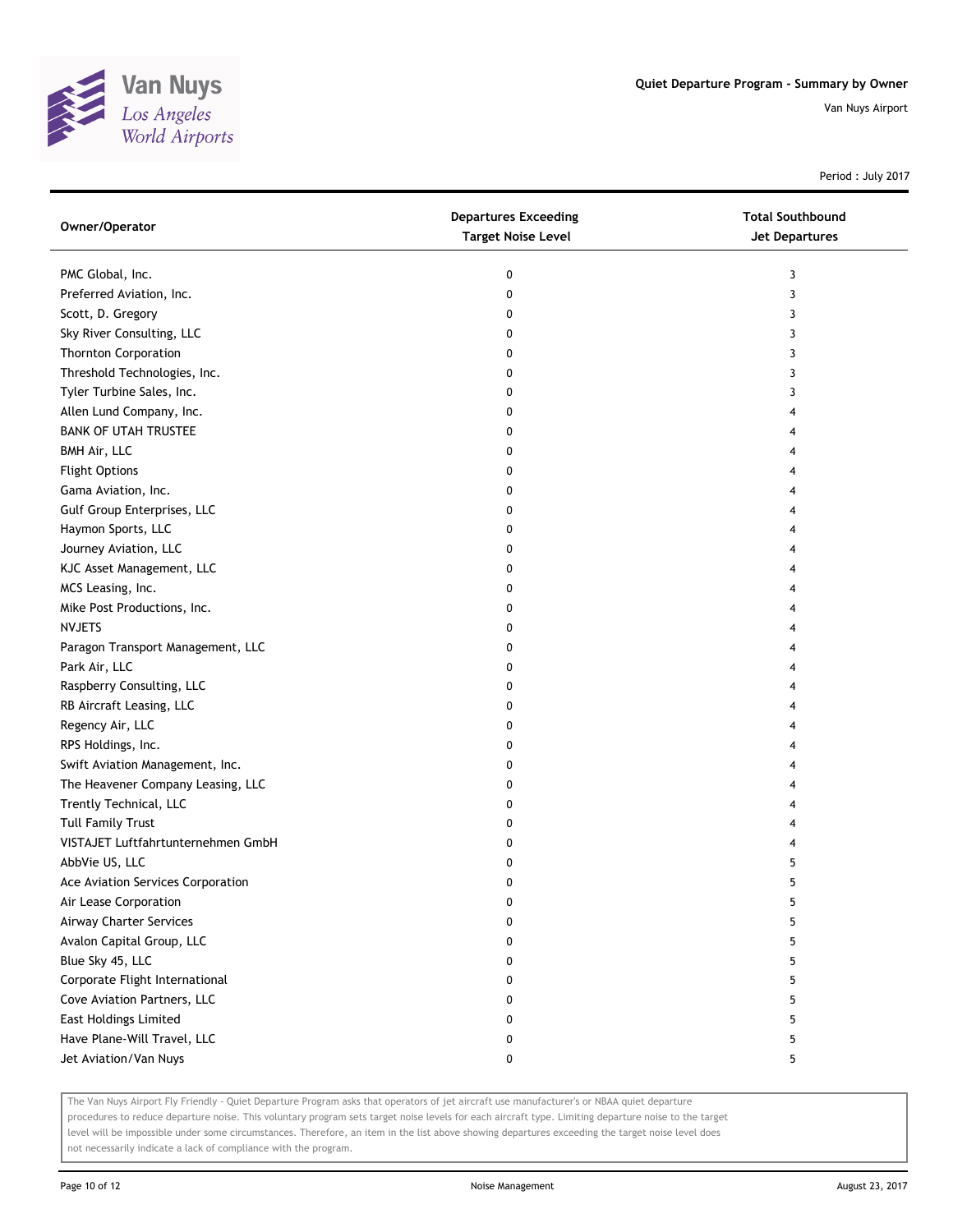Quiet Departure Program - Summary by Owner

Van Nuys Airport

Period : July 2017

| Owner/Operator | Departures Exceeding Target Noise Level | Total Southbound Jet Departures |
|---|---|---|
| PMC Global, Inc. | 0 | 3 |
| Preferred Aviation, Inc. | 0 | 3 |
| Scott, D. Gregory | 0 | 3 |
| Sky River Consulting, LLC | 0 | 3 |
| Thornton Corporation | 0 | 3 |
| Threshold Technologies, Inc. | 0 | 3 |
| Tyler Turbine Sales, Inc. | 0 | 3 |
| Allen Lund Company, Inc. | 0 | 4 |
| BANK OF UTAH TRUSTEE | 0 | 4 |
| BMH Air, LLC | 0 | 4 |
| Flight Options | 0 | 4 |
| Gama Aviation, Inc. | 0 | 4 |
| Gulf Group Enterprises, LLC | 0 | 4 |
| Haymon Sports, LLC | 0 | 4 |
| Journey Aviation, LLC | 0 | 4 |
| KJC Asset Management, LLC | 0 | 4 |
| MCS Leasing, Inc. | 0 | 4 |
| Mike Post Productions, Inc. | 0 | 4 |
| NVJETS | 0 | 4 |
| Paragon Transport Management, LLC | 0 | 4 |
| Park Air, LLC | 0 | 4 |
| Raspberry Consulting, LLC | 0 | 4 |
| RB Aircraft Leasing, LLC | 0 | 4 |
| Regency Air, LLC | 0 | 4 |
| RPS Holdings, Inc. | 0 | 4 |
| Swift Aviation Management, Inc. | 0 | 4 |
| The Heavener Company Leasing, LLC | 0 | 4 |
| Trently Technical, LLC | 0 | 4 |
| Tull Family Trust | 0 | 4 |
| VISTAJET Luftfahrtunternehmen GmbH | 0 | 4 |
| AbbVie US, LLC | 0 | 5 |
| Ace Aviation Services Corporation | 0 | 5 |
| Air Lease Corporation | 0 | 5 |
| Airway Charter Services | 0 | 5 |
| Avalon Capital Group, LLC | 0 | 5 |
| Blue Sky 45, LLC | 0 | 5 |
| Corporate Flight International | 0 | 5 |
| Cove Aviation Partners, LLC | 0 | 5 |
| East Holdings Limited | 0 | 5 |
| Have Plane-Will Travel, LLC | 0 | 5 |
| Jet Aviation/Van Nuys | 0 | 5 |

The Van Nuys Airport Fly Friendly - Quiet Departure Program asks that operators of jet aircraft use manufacturer's or NBAA quiet departure procedures to reduce departure noise. This voluntary program sets target noise levels for each aircraft type. Limiting departure noise to the target level will be impossible under some circumstances. Therefore, an item in the list above showing departures exceeding the target noise level does not necessarily indicate a lack of compliance with the program.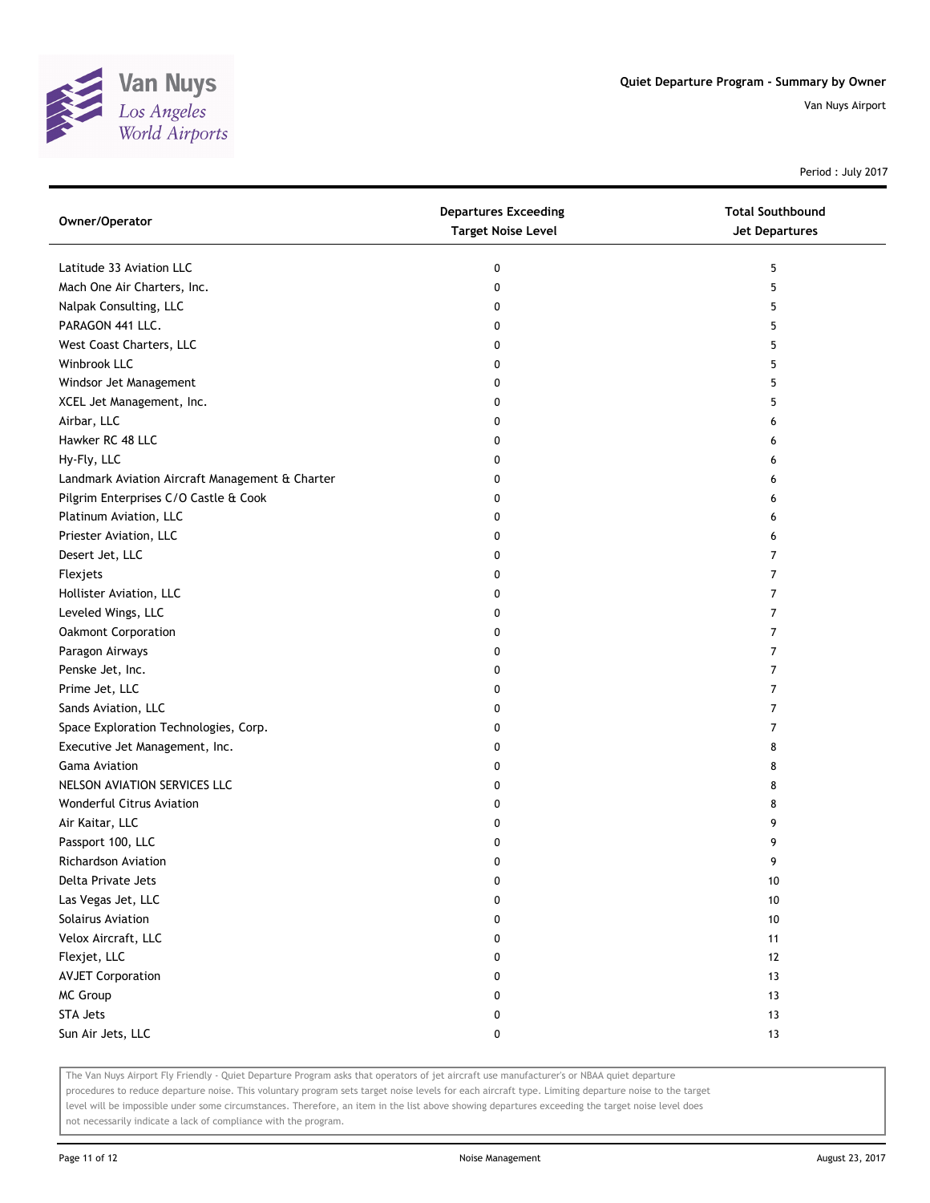Quiet Departure Program - Summary by Owner

Van Nuys Airport

Period : July 2017

| Owner/Operator | Departures Exceeding Target Noise Level | Total Southbound Jet Departures |
|---|---|---|
| Latitude 33 Aviation LLC | 0 | 5 |
| Mach One Air Charters, Inc. | 0 | 5 |
| Nalpak Consulting, LLC | 0 | 5 |
| PARAGON 441 LLC. | 0 | 5 |
| West Coast Charters, LLC | 0 | 5 |
| Winbrook LLC | 0 | 5 |
| Windsor Jet Management | 0 | 5 |
| XCEL Jet Management, Inc. | 0 | 5 |
| Airbar, LLC | 0 | 6 |
| Hawker RC 48 LLC | 0 | 6 |
| Hy-Fly, LLC | 0 | 6 |
| Landmark Aviation Aircraft Management & Charter | 0 | 6 |
| Pilgrim Enterprises C/O Castle & Cook | 0 | 6 |
| Platinum Aviation, LLC | 0 | 6 |
| Priester Aviation, LLC | 0 | 6 |
| Desert Jet, LLC | 0 | 7 |
| Flexjets | 0 | 7 |
| Hollister Aviation, LLC | 0 | 7 |
| Leveled Wings, LLC | 0 | 7 |
| Oakmont Corporation | 0 | 7 |
| Paragon Airways | 0 | 7 |
| Penske Jet, Inc. | 0 | 7 |
| Prime Jet, LLC | 0 | 7 |
| Sands Aviation, LLC | 0 | 7 |
| Space Exploration Technologies, Corp. | 0 | 7 |
| Executive Jet Management, Inc. | 0 | 8 |
| Gama Aviation | 0 | 8 |
| NELSON AVIATION SERVICES LLC | 0 | 8 |
| Wonderful Citrus Aviation | 0 | 8 |
| Air Kaitar, LLC | 0 | 9 |
| Passport 100, LLC | 0 | 9 |
| Richardson Aviation | 0 | 9 |
| Delta Private Jets | 0 | 10 |
| Las Vegas Jet, LLC | 0 | 10 |
| Solairus Aviation | 0 | 10 |
| Velox Aircraft, LLC | 0 | 11 |
| Flexjet, LLC | 0 | 12 |
| AVJET Corporation | 0 | 13 |
| MC Group | 0 | 13 |
| STA Jets | 0 | 13 |
| Sun Air Jets, LLC | 0 | 13 |

The Van Nuys Airport Fly Friendly - Quiet Departure Program asks that operators of jet aircraft use manufacturer's or NBAA quiet departure procedures to reduce departure noise. This voluntary program sets target noise levels for each aircraft type. Limiting departure noise to the target level will be impossible under some circumstances. Therefore, an item in the list above showing departures exceeding the target noise level does not necessarily indicate a lack of compliance with the program.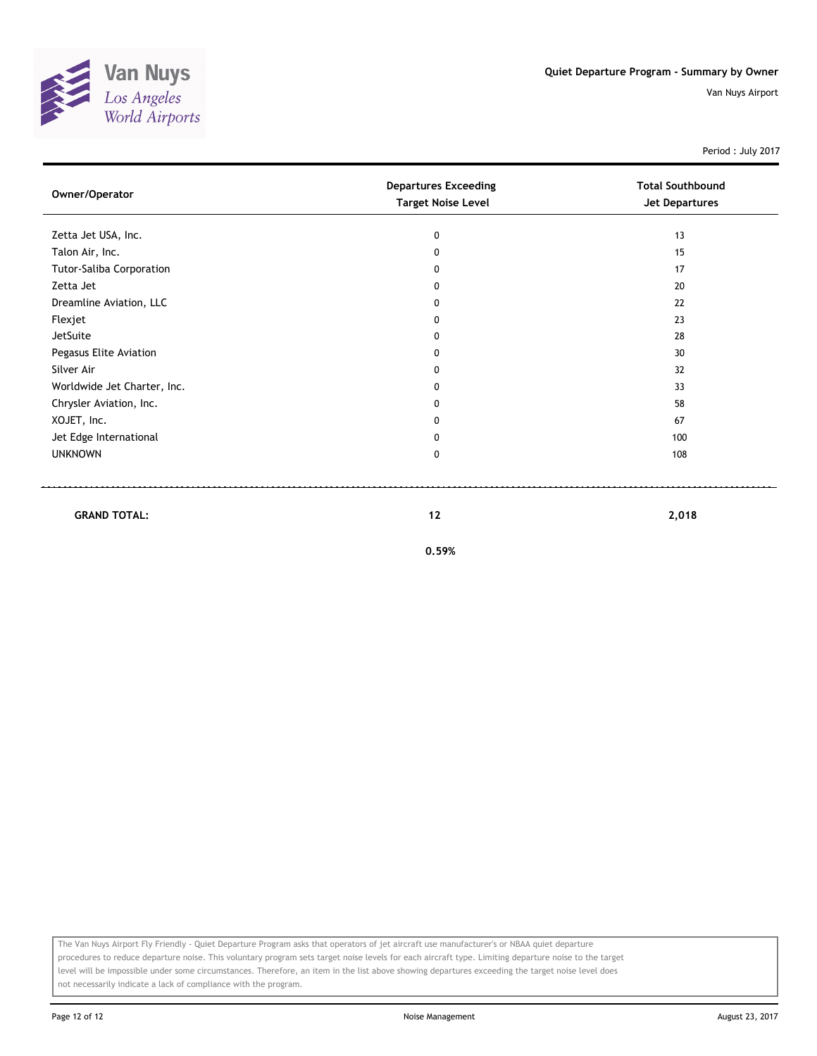# Quiet Departure Program - Summary by Owner

Van Nuys Airport

Period : July 2017

| Owner/Operator | Departures Exceeding Target Noise Level | Total Southbound Jet Departures |
|---|---|---|
| Zetta Jet USA, Inc. | 0 | 13 |
| Talon Air, Inc. | 0 | 15 |
| Tutor-Saliba Corporation | 0 | 17 |
| Zetta Jet | 0 | 20 |
| Dreamline Aviation, LLC | 0 | 22 |
| Flexjet | 0 | 23 |
| JetSuite | 0 | 28 |
| Pegasus Elite Aviation | 0 | 30 |
| Silver Air | 0 | 32 |
| Worldwide Jet Charter, Inc. | 0 | 33 |
| Chrysler Aviation, Inc. | 0 | 58 |
| XOJET, Inc. | 0 | 67 |
| Jet Edge International | 0 | 100 |
| UNKNOWN | 0 | 108 |
| **GRAND TOTAL:** | **12** | **2,018** |
| | **0.59%** | |

The Van Nuys Airport Fly Friendly - Quiet Departure Program asks that operators of jet aircraft use manufacturer's or NBAA quiet departure procedures to reduce departure noise. This voluntary program sets target noise levels for each aircraft type. Limiting departure noise to the target level will be impossible under some circumstances. Therefore, an item in the list above showing departures exceeding the target noise level does not necessarily indicate a lack of compliance with the program.